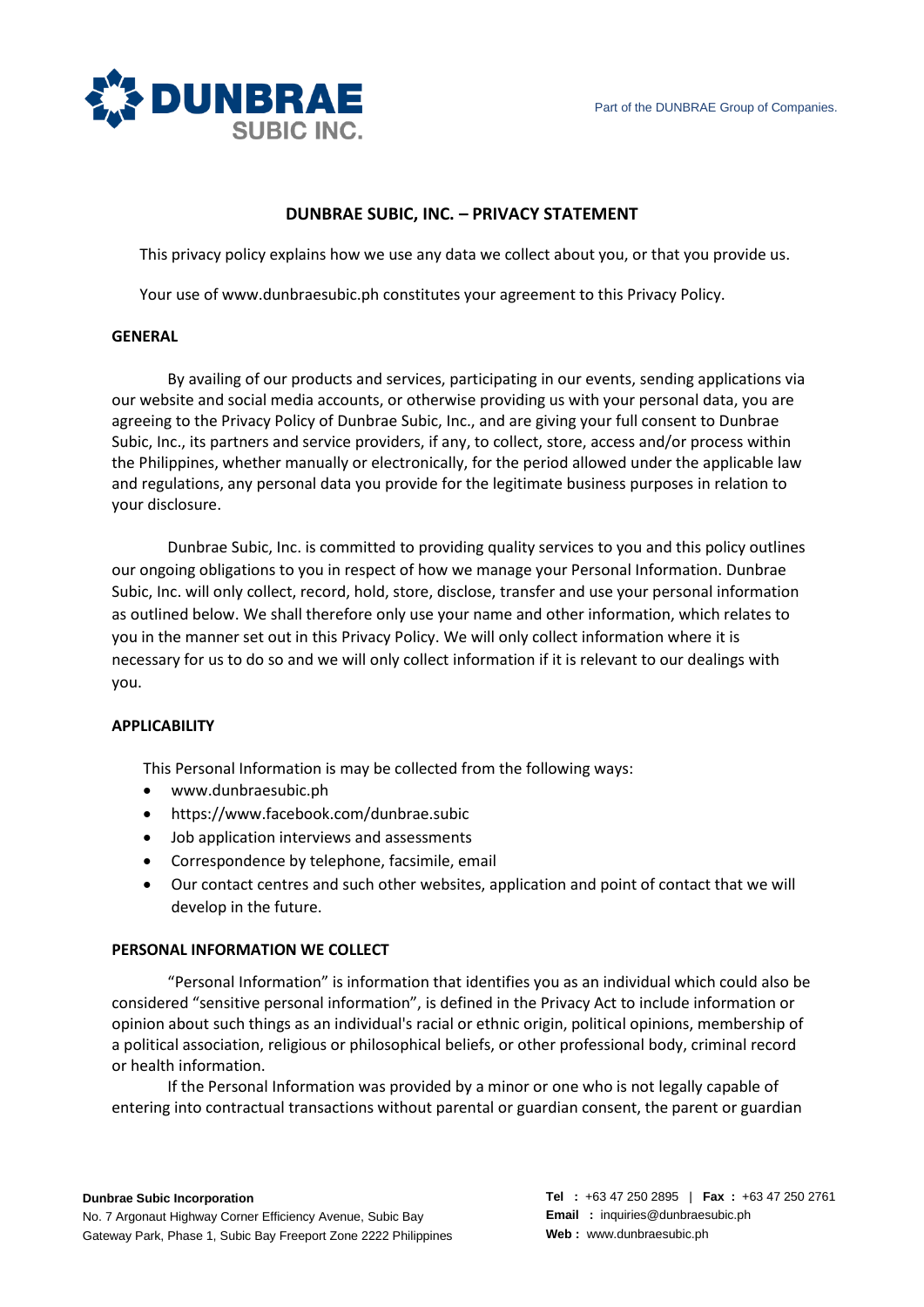Part of the DUNBRAE Group of Companies.

# DUNBRAE SUBIC, INC. – PRIVACY STATEMENT

This privacy policy explains how we use any data we collect about you, or that you provide us.

Your use of www.dunbraesubic.ph constitutes your agreement to this Privacy Policy.

## GENERAL

By availing of our products and services, participating in our events, sending applications via our website and social media accounts, or otherwise providing us with your personal data, you are agreeing to the Privacy Policy of Dunbrae Subic, Inc., and are giving your full consent to Dunbrae Subic, Inc., its partners and service providers, if any, to collect, store, access and/or process within the Philippines, whether manually or electronically, for the period allowed under the applicable law and regulations, any personal data you provide for the legitimate business purposes in relation to your disclosure.

Dunbrae Subic, Inc. is committed to providing quality services to you and this policy outlines our ongoing obligations to you in respect of how we manage your Personal Information. Dunbrae Subic, Inc. will only collect, record, hold, store, disclose, transfer and use your personal information as outlined below. We shall therefore only use your name and other information, which relates to you in the manner set out in this Privacy Policy. We will only collect information where it is necessary for us to do so and we will only collect information if it is relevant to our dealings with you.

## APPLICABILITY

This Personal Information is may be collected from the following ways:

- www.dunbraesubic.ph
- https://www.facebook.com/dunbrae.subic
- Job application interviews and assessments
- Correspondence by telephone, facsimile, email
- Our contact centres and such other websites, application and point of contact that we will develop in the future.

## PERSONAL INFORMATION WE COLLECT

"Personal Information" is information that identifies you as an individual which could also be considered "sensitive personal information", is defined in the Privacy Act to include information or opinion about such things as an individual's racial or ethnic origin, political opinions, membership of a political association, religious or philosophical beliefs, or other professional body, criminal record or health information.

If the Personal Information was provided by a minor or one who is not legally capable of entering into contractual transactions without parental or guardian consent, the parent or guardian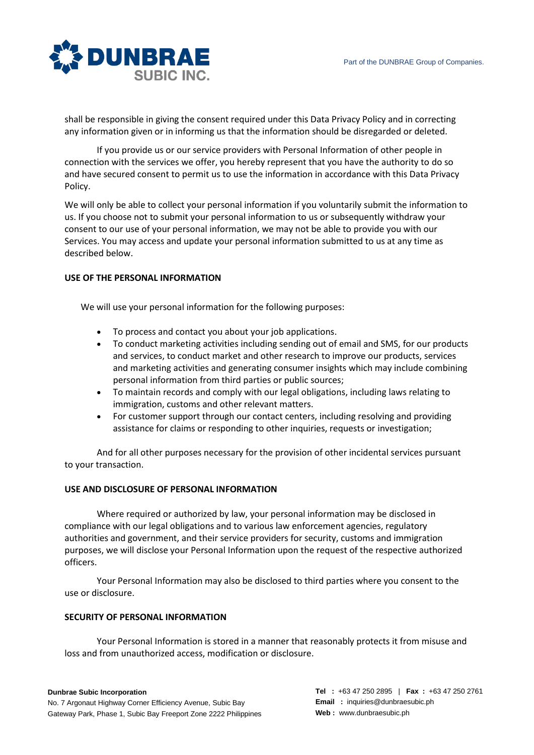shall be responsible in giving the consent required under this Data Privacy Policy and in correcting any information given or in informing us that the information should be disregarded or deleted.

If you provide us or our service providers with Personal Information of other people in connection with the services we offer, you hereby represent that you have the authority to do so and have secured consent to permit us to use the information in accordance with this Data Privacy Policy.

We will only be able to collect your personal information if you voluntarily submit the information to us. If you choose not to submit your personal information to us or subsequently withdraw your consent to our use of your personal information, we may not be able to provide you with our Services. You may access and update your personal information submitted to us at any time as described below.

**USE OF THE PERSONAL INFORMATION**

We will use your personal information for the following purposes:

- To process and contact you about your job applications.
- To conduct marketing activities including sending out of email and SMS, for our products and services, to conduct market and other research to improve our products, services and marketing activities and generating consumer insights which may include combining personal information from third parties or public sources;
- To maintain records and comply with our legal obligations, including laws relating to immigration, customs and other relevant matters.
- For customer support through our contact centers, including resolving and providing assistance for claims or responding to other inquiries, requests or investigation;

And for all other purposes necessary for the provision of other incidental services pursuant to your transaction.

**USE AND DISCLOSURE OF PERSONAL INFORMATION**

Where required or authorized by law, your personal information may be disclosed in compliance with our legal obligations and to various law enforcement agencies, regulatory authorities and government, and their service providers for security, customs and immigration purposes, we will disclose your Personal Information upon the request of the respective authorized officers.

Your Personal Information may also be disclosed to third parties where you consent to the use or disclosure.

**SECURITY OF PERSONAL INFORMATION**

Your Personal Information is stored in a manner that reasonably protects it from misuse and loss and from unauthorized access, modification or disclosure.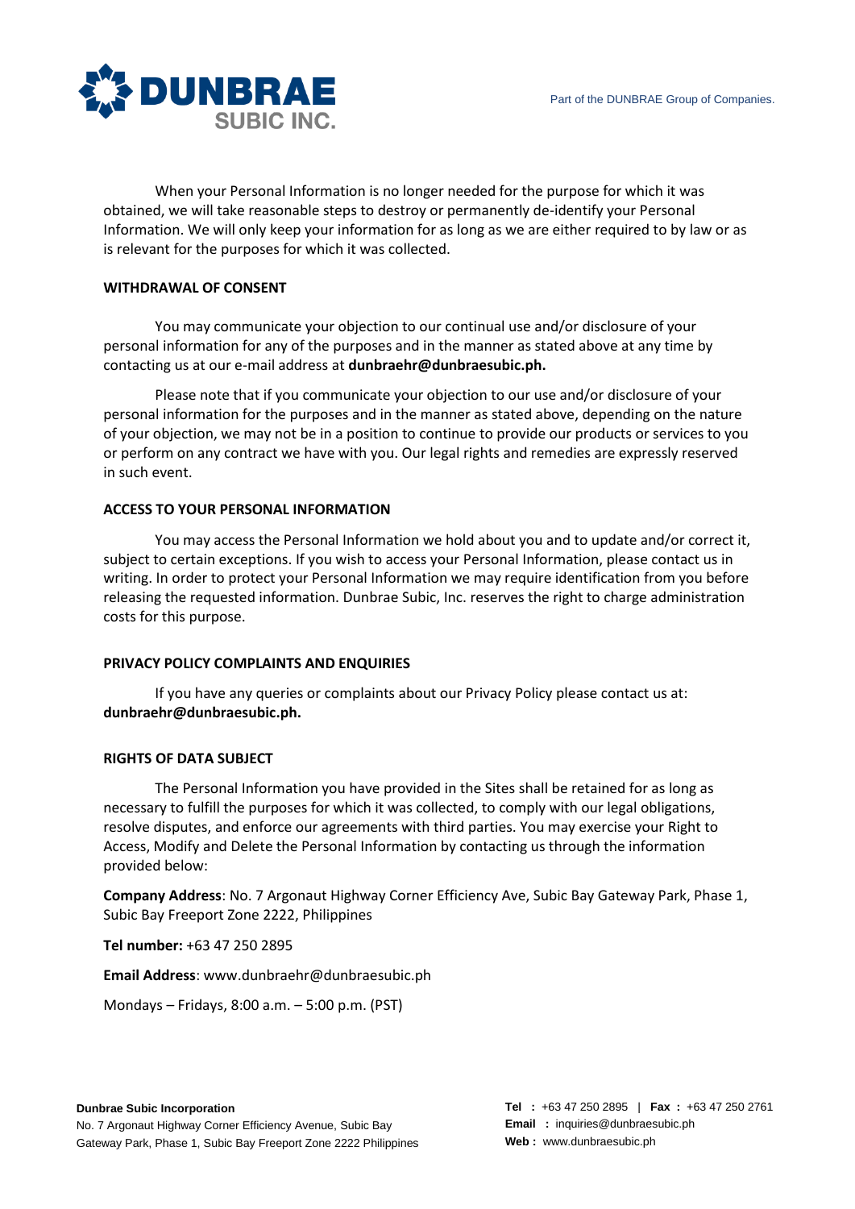When your Personal Information is no longer needed for the purpose for which it was obtained, we will take reasonable steps to destroy or permanently de-identify your Personal Information. We will only keep your information for as long as we are either required to by law or as is relevant for the purposes for which it was collected.

**WITHDRAWAL OF CONSENT**

You may communicate your objection to our continual use and/or disclosure of your personal information for any of the purposes and in the manner as stated above at any time by contacting us at our e-mail address at **dunbraehr@dunbraesubic.ph.**

Please note that if you communicate your objection to our use and/or disclosure of your personal information for the purposes and in the manner as stated above, depending on the nature of your objection, we may not be in a position to continue to provide our products or services to you or perform on any contract we have with you. Our legal rights and remedies are expressly reserved in such event.

**ACCESS TO YOUR PERSONAL INFORMATION**

You may access the Personal Information we hold about you and to update and/or correct it, subject to certain exceptions. If you wish to access your Personal Information, please contact us in writing. In order to protect your Personal Information we may require identification from you before releasing the requested information. Dunbrae Subic, Inc. reserves the right to charge administration costs for this purpose.

**PRIVACY POLICY COMPLAINTS AND ENQUIRIES**

If you have any queries or complaints about our Privacy Policy please contact us at: **dunbraehr@dunbraesubic.ph.**

**RIGHTS OF DATA SUBJECT**

The Personal Information you have provided in the Sites shall be retained for as long as necessary to fulfill the purposes for which it was collected, to comply with our legal obligations, resolve disputes, and enforce our agreements with third parties. You may exercise your Right to Access, Modify and Delete the Personal Information by contacting us through the information provided below:

**Company Address**: No. 7 Argonaut Highway Corner Efficiency Ave, Subic Bay Gateway Park, Phase 1, Subic Bay Freeport Zone 2222, Philippines

**Tel number:** +63 47 250 2895

**Email Address**: www.dunbraehr@dunbraesubic.ph

Mondays – Fridays, 8:00 a.m. – 5:00 p.m. (PST)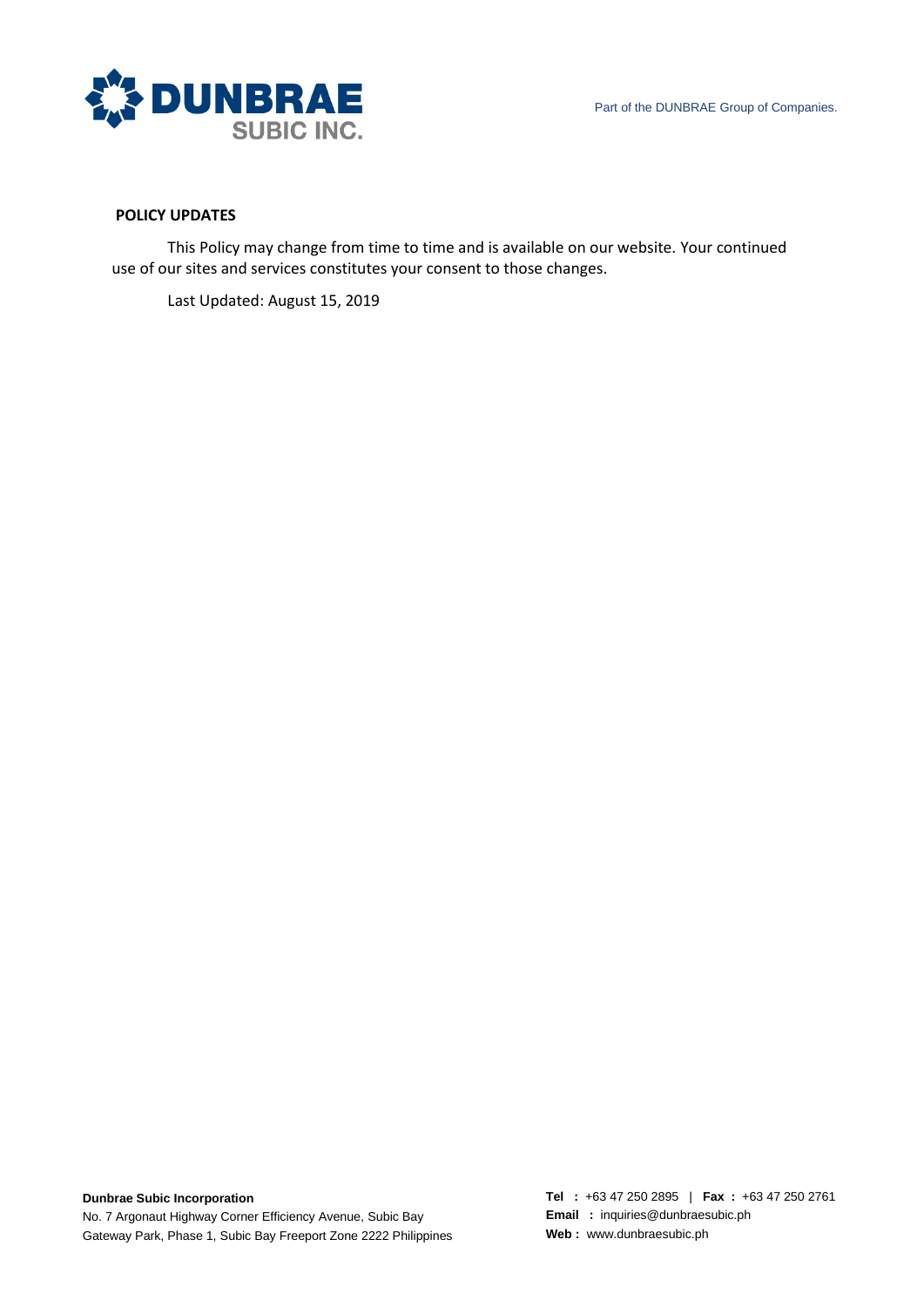## POLICY UPDATES

This Policy may change from time to time and is available on our website. Your continued use of our sites and services constitutes your consent to those changes.

Last Updated: August 15, 2019